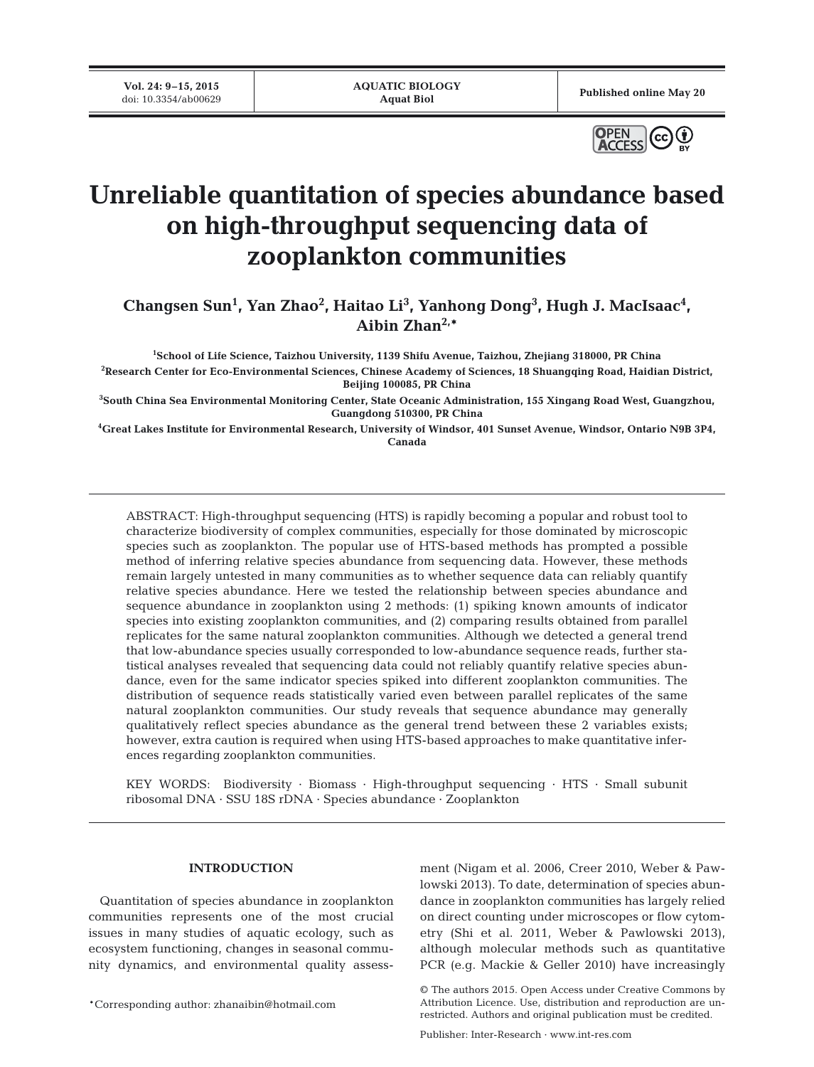# Unreliable quantitation of species abundance based on high-throughput sequencing data of zooplankton communities

**Changsen Sun[1], Yan Zhao[2], Haitao Li[3], Yanhong Dong[3], Hugh J. MacIsaac[4], Aibin Zhan[2,*]**

[1]School of Life Science, Taizhou University, 1139 Shifu Avenue, Taizhou, Zhejiang 318000, PR China

[2]Research Center for Eco-Environmental Sciences, Chinese Academy of Sciences, 18 Shuangqing Road, Haidian District, Beijing 100085, PR China

[3]South China Sea Environmental Monitoring Center, State Oceanic Administration, 155 Xingang Road West, Guangzhou, Guangdong 510300, PR China

[4]Great Lakes Institute for Environmental Research, University of Windsor, 401 Sunset Avenue, Windsor, Ontario N9B 3P4, Canada

ABSTRACT: High-throughput sequencing (HTS) is rapidly becoming a popular and robust tool to characterize biodiversity of complex communities, especially for those dominated by microscopic species such as zooplankton. The popular use of HTS-based methods has prompted a possible method of inferring relative species abundance from sequencing data. However, these methods remain largely untested in many communities as to whether sequence data can reliably quantify relative species abundance. Here we tested the relationship between species abundance and sequence abundance in zooplankton using 2 methods: (1) spiking known amounts of indicator species into existing zooplankton communities, and (2) comparing results obtained from parallel replicates for the same natural zooplankton communities. Although we detected a general trend that low-abundance species usually corresponded to low-abundance sequence reads, further statistical analyses revealed that sequencing data could not reliably quantify relative species abundance, even for the same indicator species spiked into different zooplankton communities. The distribution of sequence reads statistically varied even between parallel replicates of the same natural zooplankton communities. Our study reveals that sequence abundance may generally qualitatively reflect species abundance as the general trend between these 2 variables exists; however, extra caution is required when using HTS-based approaches to make quantitative inferences regarding zooplankton communities.

KEY WORDS: Biodiversity · Biomass · High-throughput sequencing · HTS · Small subunit ribosomal DNA · SSU 18S rDNA · Species abundance · Zooplankton

## INTRODUCTION

Quantitation of species abundance in zooplankton communities represents one of the most crucial issues in many studies of aquatic ecology, such as ecosystem functioning, changes in seasonal community dynamics, and environmental quality assessment (Nigam et al. 2006, Creer 2010, Weber & Pawlowski 2013). To date, determination of species abundance in zooplankton communities has largely relied on direct counting under microscopes or flow cytometry (Shi et al. 2011, Weber & Pawlowski 2013), although molecular methods such as quantitative PCR (e.g. Mackie & Geller 2010) have increasingly

*Corresponding author: zhanaibin@hotmail.com

© The authors 2015. Open Access under Creative Commons by Attribution Licence. Use, distribution and reproduction are unrestricted. Authors and original publication must be credited.

Publisher: Inter-Research · www.int-res.com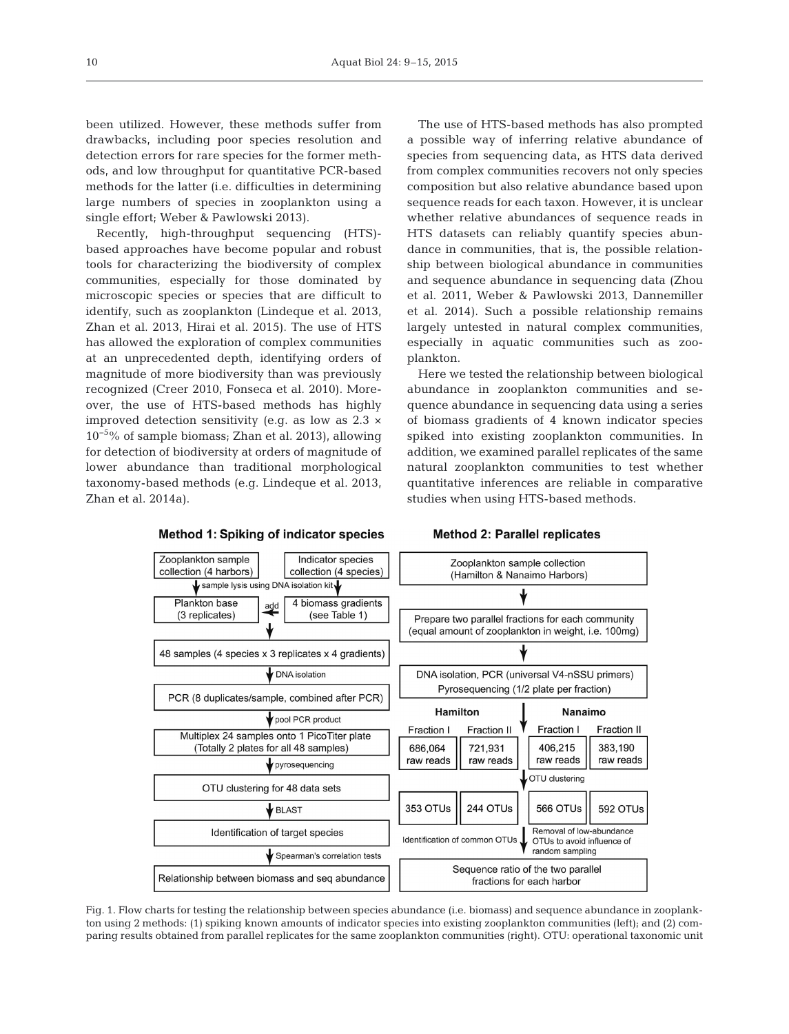been utilized. However, these methods suffer from drawbacks, including poor species resolution and detection errors for rare species for the former methods, and low throughput for quantitative PCR-based methods for the latter (i.e. difficulties in determining large numbers of species in zooplankton using a single effort; Weber & Pawlowski 2013).

Recently, high-throughput sequencing (HTS)-based approaches have become popular and robust tools for characterizing the biodiversity of complex communities, especially for those dominated by microscopic species or species that are difficult to identify, such as zooplankton (Lindeque et al. 2013, Zhan et al. 2013, Hirai et al. 2015). The use of HTS has allowed the exploration of complex communities at an unprecedented depth, identifying orders of magnitude of more biodiversity than was previously recognized (Creer 2010, Fonseca et al. 2010). Moreover, the use of HTS-based methods has highly improved detection sensitivity (e.g. as low as $2.3 \times 10^{-5}$% of sample biomass; Zhan et al. 2013), allowing for detection of biodiversity at orders of magnitude of lower abundance than traditional morphological taxonomy-based methods (e.g. Lindeque et al. 2013, Zhan et al. 2014a).

The use of HTS-based methods has also prompted a possible way of inferring relative abundance of species from sequencing data, as HTS data derived from complex communities recovers not only species composition but also relative abundance based upon sequence reads for each taxon. However, it is unclear whether relative abundances of sequence reads in HTS datasets can reliably quantify species abundance in communities, that is, the possible relationship between biological abundance in communities and sequence abundance in sequencing data (Zhou et al. 2011, Weber & Pawlowski 2013, Dannemiller et al. 2014). Such a possible relationship remains largely untested in natural complex communities, especially in aquatic communities such as zooplankton.

Here we tested the relationship between biological abundance in zooplankton communities and sequence abundance in sequencing data using a series of biomass gradients of 4 known indicator species spiked into existing zooplankton communities. In addition, we examined parallel replicates of the same natural zooplankton communities to test whether quantitative inferences are reliable in comparative studies when using HTS-based methods.

**Method 1: Spiking of indicator species**

- Zooplankton sample collection (4 harbors) / Indicator species collection (4 species)
- ↓ sample lysis using DNA isolation kit
- Plankton base (3 replicates) ← add ← 4 biomass gradients (see Table 1)
- 48 samples (4 species x 3 replicates x 4 gradients)
- ↓ DNA isolation
- PCR (8 duplicates/sample, combined after PCR)
- ↓ pool PCR product
- Multiplex 24 samples onto 1 PicoTiter plate (Totally 2 plates for all 48 samples)
- ↓ pyrosequencing
- OTU clustering for 48 data sets
- ↓ BLAST
- Identification of target species
- ↓ Spearman's correlation tests
- Relationship between biomass and seq abundance

**Method 2: Parallel replicates**

- Zooplankton sample collection (Hamilton & Nanaimo Harbors)
- Prepare two parallel fractions for each community (equal amount of zooplankton in weight, i.e. 100mg)
- DNA isolation, PCR (universal V4-nSSU primers) Pyrosequencing (1/2 plate per fraction)

| Hamilton | | Nanaimo | |
|---|---|---|---|
| Fraction I | Fraction II | Fraction I | Fraction II |
| 686,064 raw reads | 721,931 raw reads | 406,215 raw reads | 383,190 raw reads |
| ↓ OTU clustering | | | |
| 353 OTUs | 244 OTUs | 566 OTUs | 592 OTUs |

- Identification of common OTUs; Removal of low-abundance OTUs to avoid influence of random sampling
- Sequence ratio of the two parallel fractions for each harbor

Fig. 1. Flow charts for testing the relationship between species abundance (i.e. biomass) and sequence abundance in zooplankton using 2 methods: (1) spiking known amounts of indicator species into existing zooplankton communities (left); and (2) comparing results obtained from parallel replicates for the same zooplankton communities (right). OTU: operational taxonomic unit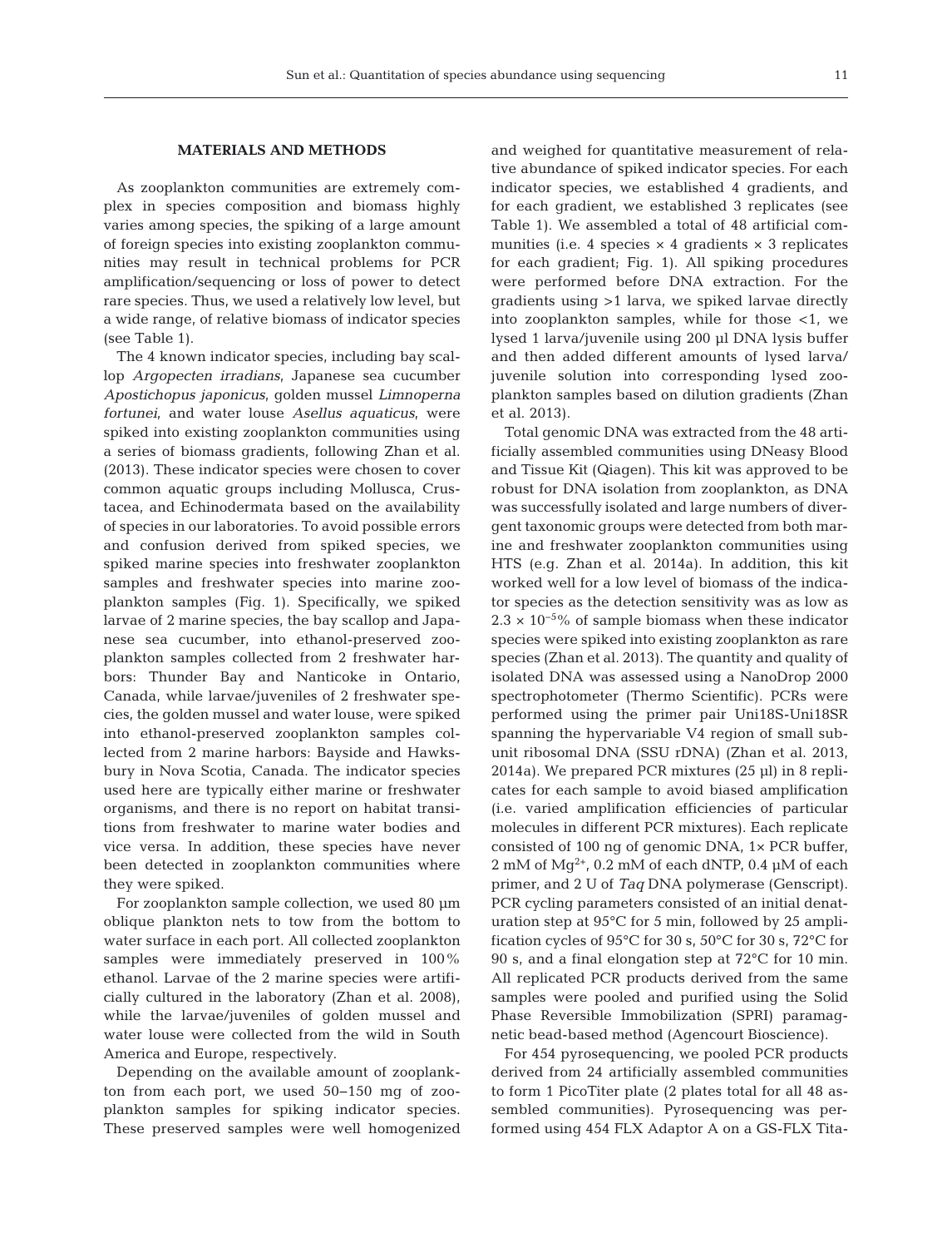## MATERIALS AND METHODS

As zooplankton communities are extremely complex in species composition and biomass highly varies among species, the spiking of a large amount of foreign species into existing zooplankton communities may result in technical problems for PCR amplification/sequencing or loss of power to detect rare species. Thus, we used a relatively low level, but a wide range, of relative biomass of indicator species (see Table 1).

The 4 known indicator species, including bay scallop *Argopecten irradians*, Japanese sea cucumber *Apostichopus japonicus*, golden mussel *Limnoperna fortunei*, and water louse *Asellus aquaticus*, were spiked into existing zooplankton communities using a series of biomass gradients, following Zhan et al. (2013). These indicator species were chosen to cover common aquatic groups including Mollusca, Crustacea, and Echinodermata based on the availability of species in our laboratories. To avoid possible errors and confusion derived from spiked species, we spiked marine species into freshwater zooplankton samples and freshwater species into marine zooplankton samples (Fig. 1). Specifically, we spiked larvae of 2 marine species, the bay scallop and Japanese sea cucumber, into ethanol-preserved zooplankton samples collected from 2 freshwater harbors: Thunder Bay and Nanticoke in Ontario, Canada, while larvae/juveniles of 2 freshwater species, the golden mussel and water louse, were spiked into ethanol-preserved zooplankton samples collected from 2 marine harbors: Bayside and Hawksbury in Nova Scotia, Canada. The indicator species used here are typically either marine or freshwater organisms, and there is no report on habitat transitions from freshwater to marine water bodies and vice versa. In addition, these species have never been detected in zooplankton communities where they were spiked.

For zooplankton sample collection, we used 80 µm oblique plankton nets to tow from the bottom to water surface in each port. All collected zooplankton samples were immediately preserved in 100% ethanol. Larvae of the 2 marine species were artificially cultured in the laboratory (Zhan et al. 2008), while the larvae/juveniles of golden mussel and water louse were collected from the wild in South America and Europe, respectively.

Depending on the available amount of zooplankton from each port, we used 50–150 mg of zooplankton samples for spiking indicator species. These preserved samples were well homogenized and weighed for quantitative measurement of relative abundance of spiked indicator species. For each indicator species, we established 4 gradients, and for each gradient, we established 3 replicates (see Table 1). We assembled a total of 48 artificial communities (i.e. 4 species × 4 gradients × 3 replicates for each gradient; Fig. 1). All spiking procedures were performed before DNA extraction. For the gradients using >1 larva, we spiked larvae directly into zooplankton samples, while for those <1, we lysed 1 larva/juvenile using 200 µl DNA lysis buffer and then added different amounts of lysed larva/juvenile solution into corresponding lysed zooplankton samples based on dilution gradients (Zhan et al. 2013).

Total genomic DNA was extracted from the 48 artificially assembled communities using DNeasy Blood and Tissue Kit (Qiagen). This kit was approved to be robust for DNA isolation from zooplankton, as DNA was successfully isolated and large numbers of divergent taxonomic groups were detected from both marine and freshwater zooplankton communities using HTS (e.g. Zhan et al. 2014a). In addition, this kit worked well for a low level of biomass of the indicator species as the detection sensitivity was as low as $2.3 \times 10^{-5}$% of sample biomass when these indicator species were spiked into existing zooplankton as rare species (Zhan et al. 2013). The quantity and quality of isolated DNA was assessed using a NanoDrop 2000 spectrophotometer (Thermo Scientific). PCRs were performed using the primer pair Uni18S-Uni18SR spanning the hypervariable V4 region of small subunit ribosomal DNA (SSU rDNA) (Zhan et al. 2013, 2014a). We prepared PCR mixtures (25 µl) in 8 replicates for each sample to avoid biased amplification (i.e. varied amplification efficiencies of particular molecules in different PCR mixtures). Each replicate consisted of 100 ng of genomic DNA, 1× PCR buffer, 2 mM of $Mg^{2+}$, 0.2 mM of each dNTP, 0.4 µM of each primer, and 2 U of *Taq* DNA polymerase (Genscript). PCR cycling parameters consisted of an initial denaturation step at 95°C for 5 min, followed by 25 amplification cycles of 95°C for 30 s, 50°C for 30 s, 72°C for 90 s, and a final elongation step at 72°C for 10 min. All replicated PCR products derived from the same samples were pooled and purified using the Solid Phase Reversible Immobilization (SPRI) paramagnetic bead-based method (Agencourt Bioscience).

For 454 pyrosequencing, we pooled PCR products derived from 24 artificially assembled communities to form 1 PicoTiter plate (2 plates total for all 48 assembled communities). Pyrosequencing was performed using 454 FLX Adaptor A on a GS-FLX Tita-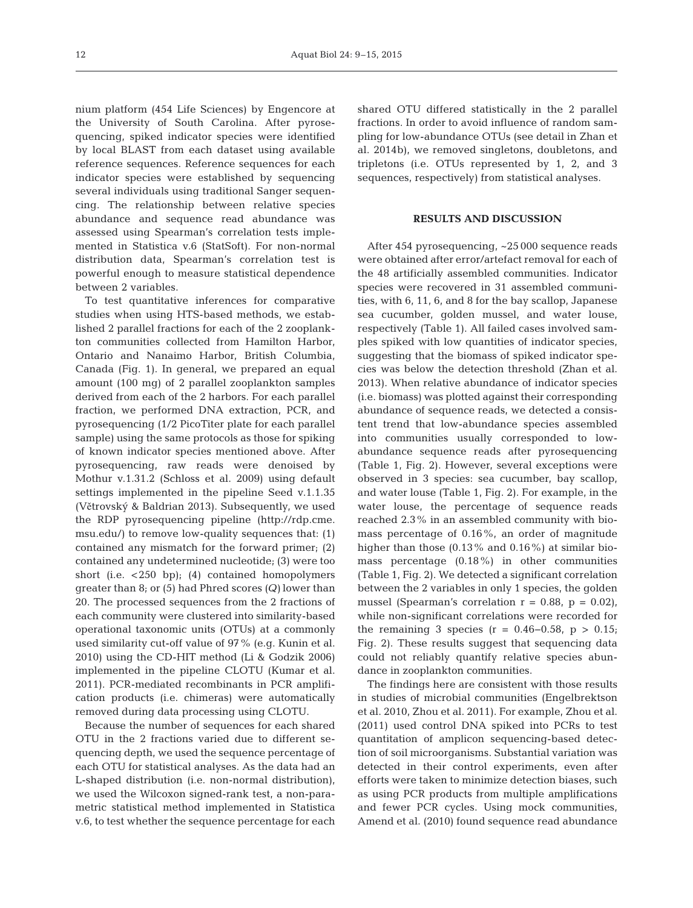nium platform (454 Life Sciences) by Engencore at the University of South Carolina. After pyrosequencing, spiked indicator species were identified by local BLAST from each dataset using available reference sequences. Reference sequences for each indicator species were established by sequencing several individuals using traditional Sanger sequencing. The relationship between relative species abundance and sequence read abundance was assessed using Spearman's correlation tests implemented in Statistica v.6 (StatSoft). For non-normal distribution data, Spearman's correlation test is powerful enough to measure statistical dependence between 2 variables.

To test quantitative inferences for comparative studies when using HTS-based methods, we established 2 parallel fractions for each of the 2 zooplankton communities collected from Hamilton Harbor, Ontario and Nanaimo Harbor, British Columbia, Canada (Fig. 1). In general, we prepared an equal amount (100 mg) of 2 parallel zooplankton samples derived from each of the 2 harbors. For each parallel fraction, we performed DNA extraction, PCR, and pyrosequencing (1/2 PicoTiter plate for each parallel sample) using the same protocols as those for spiking of known indicator species mentioned above. After pyrosequencing, raw reads were denoised by Mothur v.1.31.2 (Schloss et al. 2009) using default settings implemented in the pipeline Seed v.1.1.35 (Větrovský & Baldrian 2013). Subsequently, we used the RDP pyrosequencing pipeline (http://rdp.cme.msu.edu/) to remove low-quality sequences that: (1) contained any mismatch for the forward primer; (2) contained any undetermined nucleotide; (3) were too short (i.e. <250 bp); (4) contained homopolymers greater than 8; or (5) had Phred scores ($Q$) lower than 20. The processed sequences from the 2 fractions of each community were clustered into similarity-based operational taxonomic units (OTUs) at a commonly used similarity cut-off value of 97% (e.g. Kunin et al. 2010) using the CD-HIT method (Li & Godzik 2006) implemented in the pipeline CLOTU (Kumar et al. 2011). PCR-mediated recombinants in PCR amplification products (i.e. chimeras) were automatically removed during data processing using CLOTU.

Because the number of sequences for each shared OTU in the 2 fractions varied due to different sequencing depth, we used the sequence percentage of each OTU for statistical analyses. As the data had an L-shaped distribution (i.e. non-normal distribution), we used the Wilcoxon signed-rank test, a non-parametric statistical method implemented in Statistica v.6, to test whether the sequence percentage for each shared OTU differed statistically in the 2 parallel fractions. In order to avoid influence of random sampling for low-abundance OTUs (see detail in Zhan et al. 2014b), we removed singletons, doubletons, and tripletons (i.e. OTUs represented by 1, 2, and 3 sequences, respectively) from statistical analyses.

## RESULTS AND DISCUSSION

After 454 pyrosequencing, ~25 000 sequence reads were obtained after error/artefact removal for each of the 48 artificially assembled communities. Indicator species were recovered in 31 assembled communities, with 6, 11, 6, and 8 for the bay scallop, Japanese sea cucumber, golden mussel, and water louse, respectively (Table 1). All failed cases involved samples spiked with low quantities of indicator species, suggesting that the biomass of spiked indicator species was below the detection threshold (Zhan et al. 2013). When relative abundance of indicator species (i.e. biomass) was plotted against their corresponding abundance of sequence reads, we detected a consistent trend that low-abundance species assembled into communities usually corresponded to low-abundance sequence reads after pyrosequencing (Table 1, Fig. 2). However, several exceptions were observed in 3 species: sea cucumber, bay scallop, and water louse (Table 1, Fig. 2). For example, in the water louse, the percentage of sequence reads reached 2.3% in an assembled community with biomass percentage of 0.16%, an order of magnitude higher than those (0.13% and 0.16%) at similar biomass percentage (0.18%) in other communities (Table 1, Fig. 2). We detected a significant correlation between the 2 variables in only 1 species, the golden mussel (Spearman's correlation $r = 0.88$, $p = 0.02$), while non-significant correlations were recorded for the remaining 3 species ($r = 0.46$–$0.58$, $p > 0.15$; Fig. 2). These results suggest that sequencing data could not reliably quantify relative species abundance in zooplankton communities.

The findings here are consistent with those results in studies of microbial communities (Engelbrektson et al. 2010, Zhou et al. 2011). For example, Zhou et al. (2011) used control DNA spiked into PCRs to test quantitation of amplicon sequencing-based detection of soil microorganisms. Substantial variation was detected in their control experiments, even after efforts were taken to minimize detection biases, such as using PCR products from multiple amplifications and fewer PCR cycles. Using mock communities, Amend et al. (2010) found sequence read abundance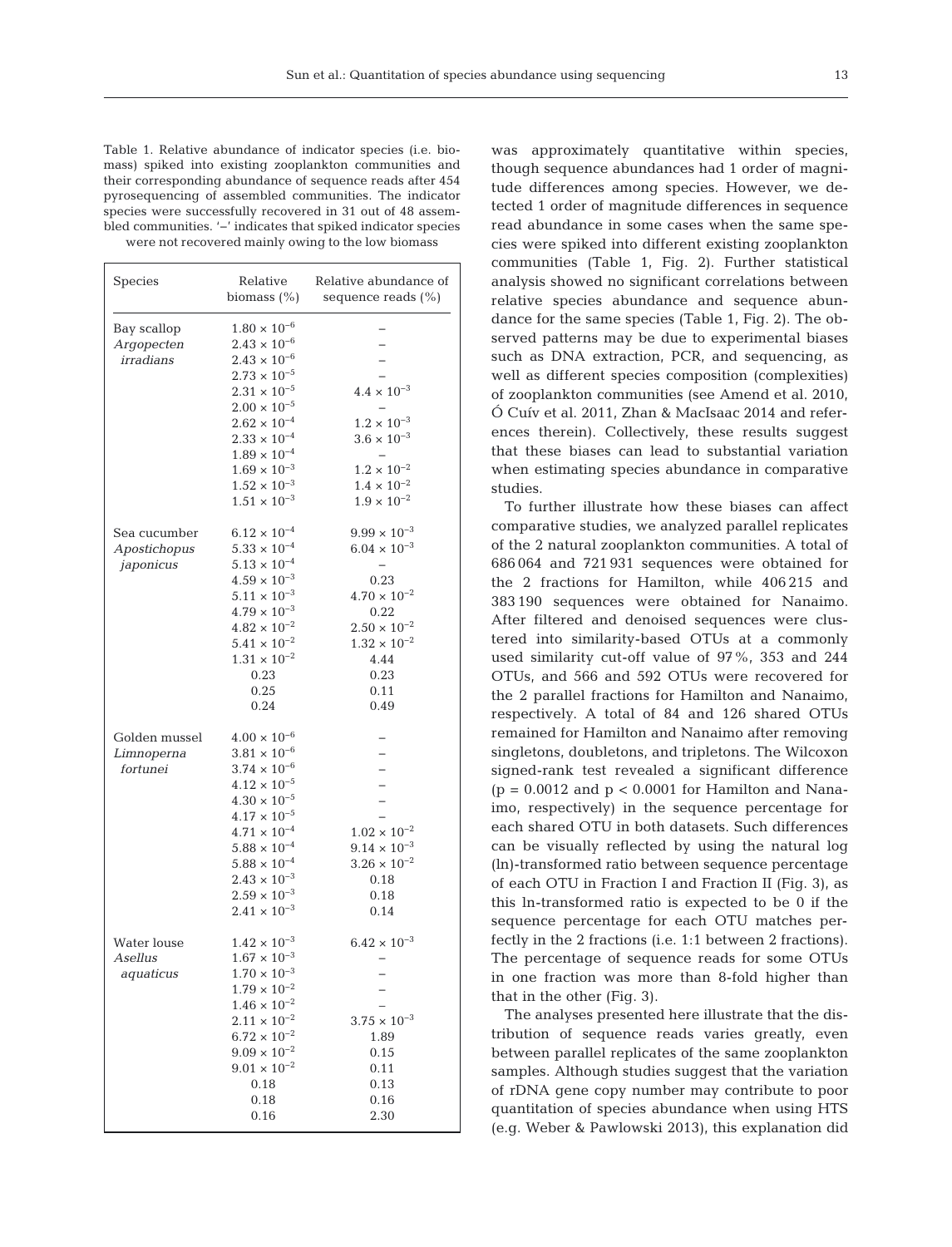Table 1. Relative abundance of indicator species (i.e. biomass) spiked into existing zooplankton communities and their corresponding abundance of sequence reads after 454 pyrosequencing of assembled communities. The indicator species were successfully recovered in 31 out of 48 assembled communities. '–' indicates that spiked indicator species were not recovered mainly owing to the low biomass

| Species | Relative biomass (%) | Relative abundance of sequence reads (%) |
|---|---|---|
| Bay scallop | $1.80 \times 10^{-6}$ | – |
| *Argopecten* | $2.43 \times 10^{-6}$ | – |
| *irradians* | $2.43 \times 10^{-6}$ | – |
| | $2.73 \times 10^{-5}$ | – |
| | $2.31 \times 10^{-5}$ | $4.4 \times 10^{-3}$ |
| | $2.00 \times 10^{-5}$ | – |
| | $2.62 \times 10^{-4}$ | $1.2 \times 10^{-3}$ |
| | $2.33 \times 10^{-4}$ | $3.6 \times 10^{-3}$ |
| | $1.89 \times 10^{-4}$ | – |
| | $1.69 \times 10^{-3}$ | $1.2 \times 10^{-2}$ |
| | $1.52 \times 10^{-3}$ | $1.4 \times 10^{-2}$ |
| | $1.51 \times 10^{-3}$ | $1.9 \times 10^{-2}$ |
| Sea cucumber | $6.12 \times 10^{-4}$ | $9.99 \times 10^{-3}$ |
| *Apostichopus* | $5.33 \times 10^{-4}$ | $6.04 \times 10^{-3}$ |
| *japonicus* | $5.13 \times 10^{-4}$ | – |
| | $4.59 \times 10^{-3}$ | 0.23 |
| | $5.11 \times 10^{-3}$ | $4.70 \times 10^{-2}$ |
| | $4.79 \times 10^{-3}$ | 0.22 |
| | $4.82 \times 10^{-2}$ | $2.50 \times 10^{-2}$ |
| | $5.41 \times 10^{-2}$ | $1.32 \times 10^{-2}$ |
| | $1.31 \times 10^{-2}$ | 4.44 |
| | 0.23 | 0.23 |
| | 0.25 | 0.11 |
| | 0.24 | 0.49 |
| Golden mussel | $4.00 \times 10^{-6}$ | – |
| *Limnoperna* | $3.81 \times 10^{-6}$ | – |
| *fortunei* | $3.74 \times 10^{-6}$ | – |
| | $4.12 \times 10^{-5}$ | – |
| | $4.30 \times 10^{-5}$ | – |
| | $4.17 \times 10^{-5}$ | – |
| | $4.71 \times 10^{-4}$ | $1.02 \times 10^{-2}$ |
| | $5.88 \times 10^{-4}$ | $9.14 \times 10^{-3}$ |
| | $5.88 \times 10^{-4}$ | $3.26 \times 10^{-2}$ |
| | $2.43 \times 10^{-3}$ | 0.18 |
| | $2.59 \times 10^{-3}$ | 0.18 |
| | $2.41 \times 10^{-3}$ | 0.14 |
| Water louse | $1.42 \times 10^{-3}$ | $6.42 \times 10^{-3}$ |
| *Asellus* | $1.67 \times 10^{-3}$ | – |
| *aquaticus* | $1.70 \times 10^{-3}$ | – |
| | $1.79 \times 10^{-2}$ | – |
| | $1.46 \times 10^{-2}$ | – |
| | $2.11 \times 10^{-2}$ | $3.75 \times 10^{-3}$ |
| | $6.72 \times 10^{-2}$ | 1.89 |
| | $9.09 \times 10^{-2}$ | 0.15 |
| | $9.01 \times 10^{-2}$ | 0.11 |
| | 0.18 | 0.13 |
| | 0.18 | 0.16 |
| | 0.16 | 2.30 |

was approximately quantitative within species, though sequence abundances had 1 order of magnitude differences among species. However, we detected 1 order of magnitude differences in sequence read abundance in some cases when the same species were spiked into different existing zooplankton communities (Table 1, Fig. 2). Further statistical analysis showed no significant correlations between relative species abundance and sequence abundance for the same species (Table 1, Fig. 2). The observed patterns may be due to experimental biases such as DNA extraction, PCR, and sequencing, as well as different species composition (complexities) of zooplankton communities (see Amend et al. 2010, Ó Cuív et al. 2011, Zhan & MacIsaac 2014 and references therein). Collectively, these results suggest that these biases can lead to substantial variation when estimating species abundance in comparative studies.

To further illustrate how these biases can affect comparative studies, we analyzed parallel replicates of the 2 natural zooplankton communities. A total of 686 064 and 721 931 sequences were obtained for the 2 fractions for Hamilton, while 406 215 and 383 190 sequences were obtained for Nanaimo. After filtered and denoised sequences were clustered into similarity-based OTUs at a commonly used similarity cut-off value of 97%, 353 and 244 OTUs, and 566 and 592 OTUs were recovered for the 2 parallel fractions for Hamilton and Nanaimo, respectively. A total of 84 and 126 shared OTUs remained for Hamilton and Nanaimo after removing singletons, doubletons, and tripletons. The Wilcoxon signed-rank test revealed a significant difference ($p = 0.0012$ and $p < 0.0001$ for Hamilton and Nanaimo, respectively) in the sequence percentage for each shared OTU in both datasets. Such differences can be visually reflected by using the natural log (ln)-transformed ratio between sequence percentage of each OTU in Fraction I and Fraction II (Fig. 3), as this ln-transformed ratio is expected to be 0 if the sequence percentage for each OTU matches perfectly in the 2 fractions (i.e. 1:1 between 2 fractions). The percentage of sequence reads for some OTUs in one fraction was more than 8-fold higher than that in the other (Fig. 3).

The analyses presented here illustrate that the distribution of sequence reads varies greatly, even between parallel replicates of the same zooplankton samples. Although studies suggest that the variation of rDNA gene copy number may contribute to poor quantitation of species abundance when using HTS (e.g. Weber & Pawlowski 2013), this explanation did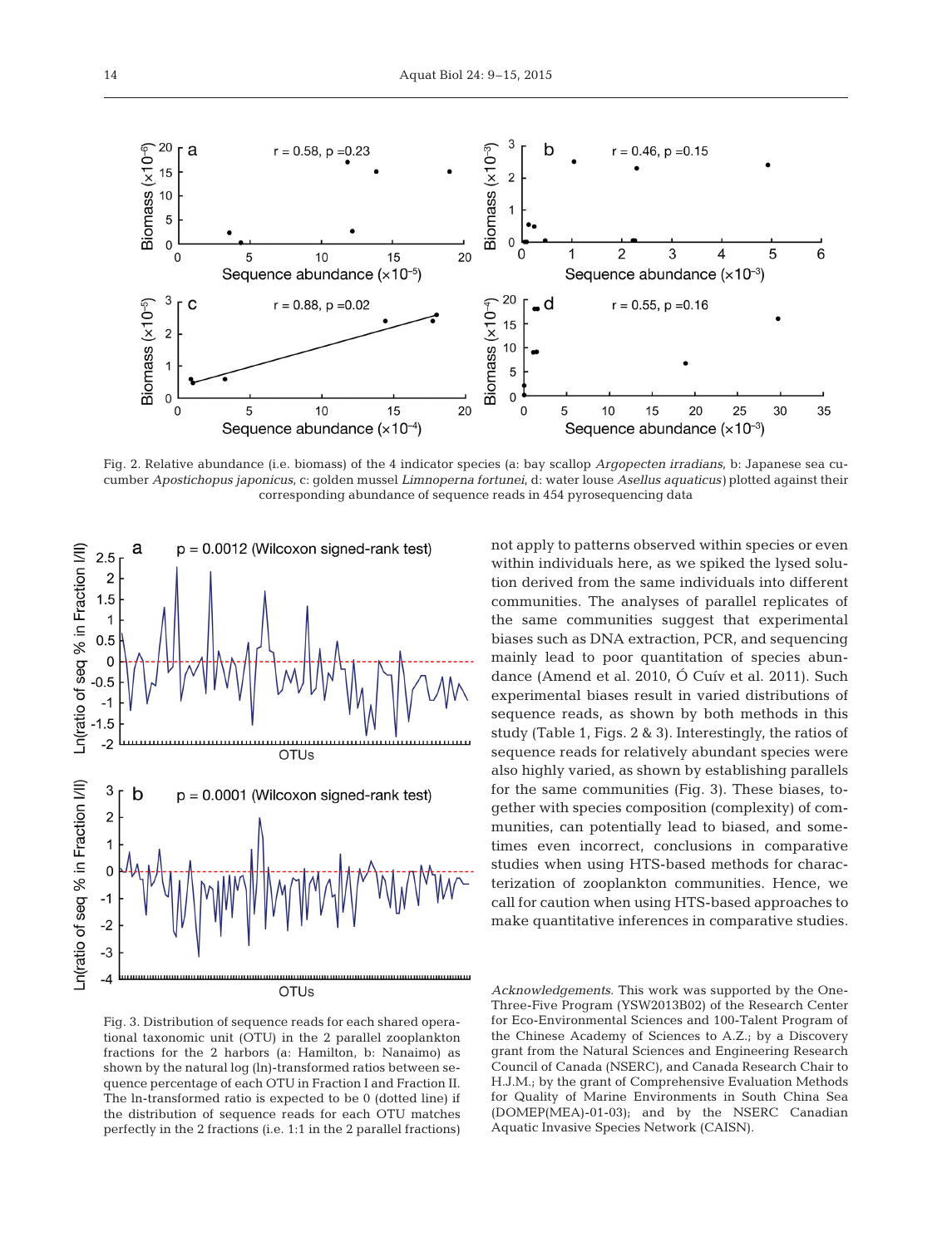Fig. 2. Relative abundance (i.e. biomass) of the 4 indicator species (a: bay scallop *Argopecten irradians*, b: Japanese sea cucumber *Apostichopus japonicus*, c: golden mussel *Limnoperna fortunei*, d: water louse *Asellus aquaticus*) plotted against their corresponding abundance of sequence reads in 454 pyrosequencing data

Fig. 3. Distribution of sequence reads for each shared operational taxonomic unit (OTU) in the 2 parallel zooplankton fractions for the 2 harbors (a: Hamilton, b: Nanaimo) as shown by the natural log (ln)-transformed ratios between sequence percentage of each OTU in Fraction I and Fraction II. The ln-transformed ratio is expected to be 0 (dotted line) if the distribution of sequence reads for each OTU matches perfectly in the 2 fractions (i.e. 1:1 in the 2 parallel fractions)

not apply to patterns observed within species or even within individuals here, as we spiked the lysed solution derived from the same individuals into different communities. The analyses of parallel replicates of the same communities suggest that experimental biases such as DNA extraction, PCR, and sequencing mainly lead to poor quantitation of species abundance (Amend et al. 2010, Ó Cuív et al. 2011). Such experimental biases result in varied distributions of sequence reads, as shown by both methods in this study (Table 1, Figs. 2 & 3). Interestingly, the ratios of sequence reads for relatively abundant species were also highly varied, as shown by establishing parallels for the same communities (Fig. 3). These biases, together with species composition (complexity) of communities, can potentially lead to biased, and sometimes even incorrect, conclusions in comparative studies when using HTS-based methods for characterization of zooplankton communities. Hence, we call for caution when using HTS-based approaches to make quantitative inferences in comparative studies.

*Acknowledgements.* This work was supported by the One-Three-Five Program (YSW2013B02) of the Research Center for Eco-Environmental Sciences and 100-Talent Program of the Chinese Academy of Sciences to A.Z.; by a Discovery grant from the Natural Sciences and Engineering Research Council of Canada (NSERC), and Canada Research Chair to H.J.M.; by the grant of Comprehensive Evaluation Methods for Quality of Marine Environments in South China Sea (DOMEP(MEA)-01-03); and by the NSERC Canadian Aquatic Invasive Species Network (CAISN).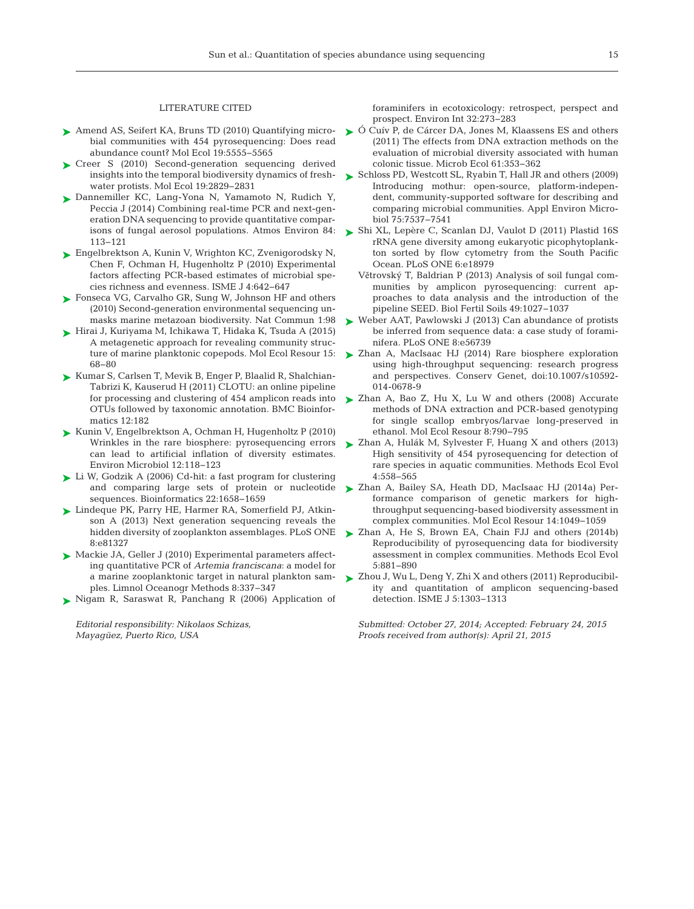## LITERATURE CITED

- Amend AS, Seifert KA, Bruns TD (2010) Quantifying microbial communities with 454 pyrosequencing: Does read abundance count? Mol Ecol 19:5555–5565
- Creer S (2010) Second-generation sequencing derived insights into the temporal biodiversity dynamics of freshwater protists. Mol Ecol 19:2829–2831
- Dannemiller KC, Lang-Yona N, Yamamoto N, Rudich Y, Peccia J (2014) Combining real-time PCR and next-generation DNA sequencing to provide quantitative comparisons of fungal aerosol populations. Atmos Environ 84: 113–121
- Engelbrektson A, Kunin V, Wrighton KC, Zvenigorodsky N, Chen F, Ochman H, Hugenholtz P (2010) Experimental factors affecting PCR-based estimates of microbial species richness and evenness. ISME J 4:642–647
- Fonseca VG, Carvalho GR, Sung W, Johnson HF and others (2010) Second-generation environmental sequencing unmasks marine metazoan biodiversity. Nat Commun 1:98
- Hirai J, Kuriyama M, Ichikawa T, Hidaka K, Tsuda A (2015) A metagenetic approach for revealing community structure of marine planktonic copepods. Mol Ecol Resour 15: 68–80
- Kumar S, Carlsen T, Mevik B, Enger P, Blaalid R, Shalchian-Tabrizi K, Kauserud H (2011) CLOTU: an online pipeline for processing and clustering of 454 amplicon reads into OTUs followed by taxonomic annotation. BMC Bioinformatics 12:182
- Kunin V, Engelbrektson A, Ochman H, Hugenholtz P (2010) Wrinkles in the rare biosphere: pyrosequencing errors can lead to artificial inflation of diversity estimates. Environ Microbiol 12:118–123
- Li W, Godzik A (2006) Cd-hit: a fast program for clustering and comparing large sets of protein or nucleotide sequences. Bioinformatics 22:1658–1659
- Lindeque PK, Parry HE, Harmer RA, Somerfield PJ, Atkinson A (2013) Next generation sequencing reveals the hidden diversity of zooplankton assemblages. PLoS ONE 8:e81327
- Mackie JA, Geller J (2010) Experimental parameters affecting quantitative PCR of *Artemia franciscana*: a model for a marine zooplanktonic target in natural plankton samples. Limnol Oceanogr Methods 8:337–347
- Nigam R, Saraswat R, Panchang R (2006) Application of foraminifers in ecotoxicology: retrospect, perspect and prospect. Environ Int 32:273–283
- Ó Cuív P, de Cárcer DA, Jones M, Klaassens ES and others (2011) The effects from DNA extraction methods on the evaluation of microbial diversity associated with human colonic tissue. Microb Ecol 61:353–362
- Schloss PD, Westcott SL, Ryabin T, Hall JR and others (2009) Introducing mothur: open-source, platform-independent, community-supported software for describing and comparing microbial communities. Appl Environ Microbiol 75:7537–7541
- Shi XL, Lepère C, Scanlan DJ, Vaulot D (2011) Plastid 16S rRNA gene diversity among eukaryotic picophytoplankton sorted by flow cytometry from the South Pacific Ocean. PLoS ONE 6:e18979
- Větrovský T, Baldrian P (2013) Analysis of soil fungal communities by amplicon pyrosequencing: current approaches to data analysis and the introduction of the pipeline SEED. Biol Fertil Soils 49:1027–1037
- Weber AAT, Pawlowski J (2013) Can abundance of protists be inferred from sequence data: a case study of foraminifera. PLoS ONE 8:e56739
- Zhan A, MacIsaac HJ (2014) Rare biosphere exploration using high-throughput sequencing: research progress and perspectives. Conserv Genet, doi:10.1007/s10592-014-0678-9
- Zhan A, Bao Z, Hu X, Lu W and others (2008) Accurate methods of DNA extraction and PCR-based genotyping for single scallop embryos/larvae long-preserved in ethanol. Mol Ecol Resour 8:790–795
- Zhan A, Hulák M, Sylvester F, Huang X and others (2013) High sensitivity of 454 pyrosequencing for detection of rare species in aquatic communities. Methods Ecol Evol 4:558–565
- Zhan A, Bailey SA, Heath DD, MacIsaac HJ (2014a) Performance comparison of genetic markers for high-throughput sequencing-based biodiversity assessment in complex communities. Mol Ecol Resour 14:1049–1059
- Zhan A, He S, Brown EA, Chain FJJ and others (2014b) Reproducibility of pyrosequencing data for biodiversity assessment in complex communities. Methods Ecol Evol 5:881–890
- Zhou J, Wu L, Deng Y, Zhi X and others (2011) Reproducibility and quantitation of amplicon sequencing-based detection. ISME J 5:1303–1313

*Editorial responsibility: Nikolaos Schizas, Mayagüez, Puerto Rico, USA*

*Submitted: October 27, 2014; Accepted: February 24, 2015*
*Proofs received from author(s): April 21, 2015*